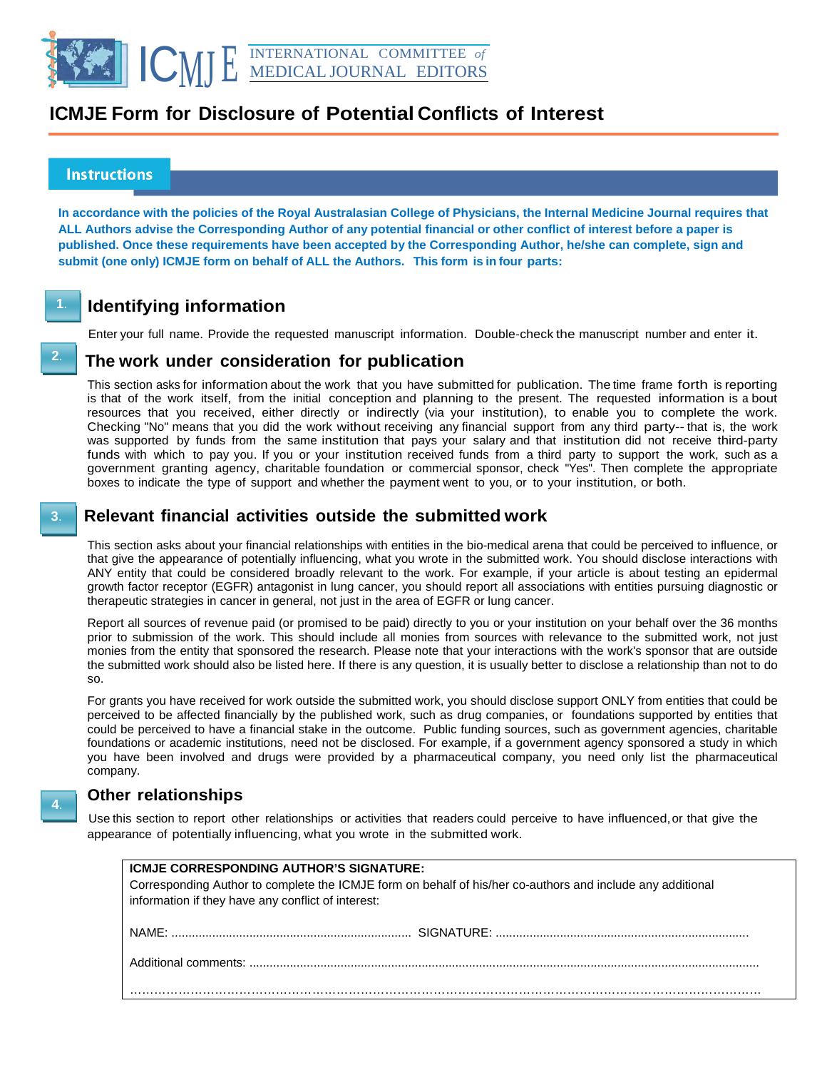ICMJE INTERNATIONAL COMMITTEE *of* MEDICAL JOURNAL EDITORS

# ICMJE Form for Disclosure of Potential Conflicts of Interest

## Instructions

**In accordance with the policies of the Royal Australasian College of Physicians, the Internal Medicine Journal requires that ALL Authors advise the Corresponding Author of any potential financial or other conflict of interest before a paper is published. Once these requirements have been accepted by the Corresponding Author, he/she can complete, sign and submit (one only) ICMJE form on behalf of ALL the Authors. This form is in four parts:**

### 1. Identifying information

Enter your full name. Provide the requested manuscript information. Double-check the manuscript number and enter it.

### 2. The work under consideration for publication

This section asks for information about the work that you have submitted for publication. The time frame forth is reporting is that of the work itself, from the initial conception and planning to the present. The requested information is a bout resources that you received, either directly or indirectly (via your institution), to enable you to complete the work. Checking "No" means that you did the work without receiving any financial support from any third party-- that is, the work was supported by funds from the same institution that pays your salary and that institution did not receive third-party funds with which to pay you. If you or your institution received funds from a third party to support the work, such as a government granting agency, charitable foundation or commercial sponsor, check "Yes". Then complete the appropriate boxes to indicate the type of support and whether the payment went to you, or to your institution, or both.

### 3. Relevant financial activities outside the submitted work

This section asks about your financial relationships with entities in the bio-medical arena that could be perceived to influence, or that give the appearance of potentially influencing, what you wrote in the submitted work. You should disclose interactions with ANY entity that could be considered broadly relevant to the work. For example, if your article is about testing an epidermal growth factor receptor (EGFR) antagonist in lung cancer, you should report all associations with entities pursuing diagnostic or therapeutic strategies in cancer in general, not just in the area of EGFR or lung cancer.

Report all sources of revenue paid (or promised to be paid) directly to you or your institution on your behalf over the 36 months prior to submission of the work. This should include all monies from sources with relevance to the submitted work, not just monies from the entity that sponsored the research. Please note that your interactions with the work's sponsor that are outside the submitted work should also be listed here. If there is any question, it is usually better to disclose a relationship than not to do so.

For grants you have received for work outside the submitted work, you should disclose support ONLY from entities that could be perceived to be affected financially by the published work, such as drug companies, or foundations supported by entities that could be perceived to have a financial stake in the outcome. Public funding sources, such as government agencies, charitable foundations or academic institutions, need not be disclosed. For example, if a government agency sponsored a study in which you have been involved and drugs were provided by a pharmaceutical company, you need only list the pharmaceutical company.

### 4. Other relationships

Use this section to report other relationships or activities that readers could perceive to have influenced, or that give the appearance of potentially influencing, what you wrote in the submitted work.

**ICMJE CORRESPONDING AUTHOR'S SIGNATURE:**
Corresponding Author to complete the ICMJE form on behalf of his/her co-authors and include any additional information if they have any conflict of interest:

NAME: ....................................................................... SIGNATURE: ..........................................................................

Additional comments: ....................................................................................................................................................

…………………………………………………………………………………………………………………………………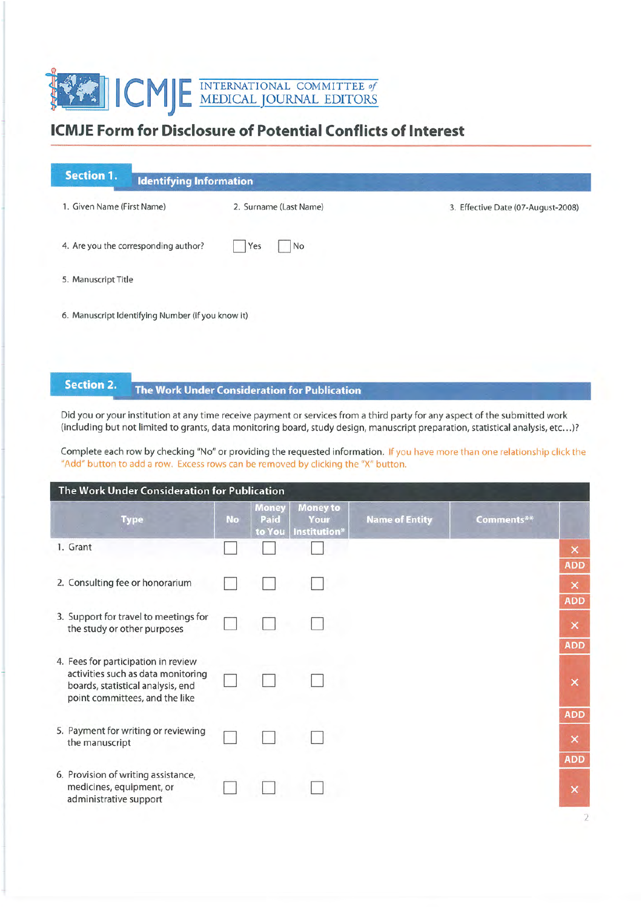# ICMJE INTERNATIONAL COMMITTEE *of* MEDICAL JOURNAL EDITORS

## ICMJE Form for Disclosure of Potential Conflicts of Interest

### Section 1. Identifying Information

1. Given Name (First Name)
2. Surname (Last Name)
3. Effective Date (07-August-2008)

4. Are you the corresponding author? ☐ Yes ☐ No

5. Manuscript Title

6. Manuscript Identifying Number (if you know it)

### Section 2. The Work Under Consideration for Publication

Did you or your institution at any time receive payment or services from a third party for any aspect of the submitted work (including but not limited to grants, data monitoring board, study design, manuscript preparation, statistical analysis, etc...)?

Complete each row by checking "No" or providing the requested information. If you have more than one relationship click the "Add" button to add a row. Excess rows can be removed by clicking the "X" button.

**The Work Under Consideration for Publication**

| Type | No | Money Paid to You | Money to Your Institution* | Name of Entity | Comments** | |
|---|---|---|---|---|---|---|
| 1. Grant | ☐ | ☐ | ☐ | | | X ADD |
| 2. Consulting fee or honorarium | ☐ | ☐ | ☐ | | | X ADD |
| 3. Support for travel to meetings for the study or other purposes | ☐ | ☐ | ☐ | | | X ADD |
| 4. Fees for participation in review activities such as data monitoring boards, statistical analysis, end point committees, and the like | ☐ | ☐ | ☐ | | | X ADD |
| 5. Payment for writing or reviewing the manuscript | ☐ | ☐ | ☐ | | | X ADD |
| 6. Provision of writing assistance, medicines, equipment, or administrative support | ☐ | ☐ | ☐ | | | X |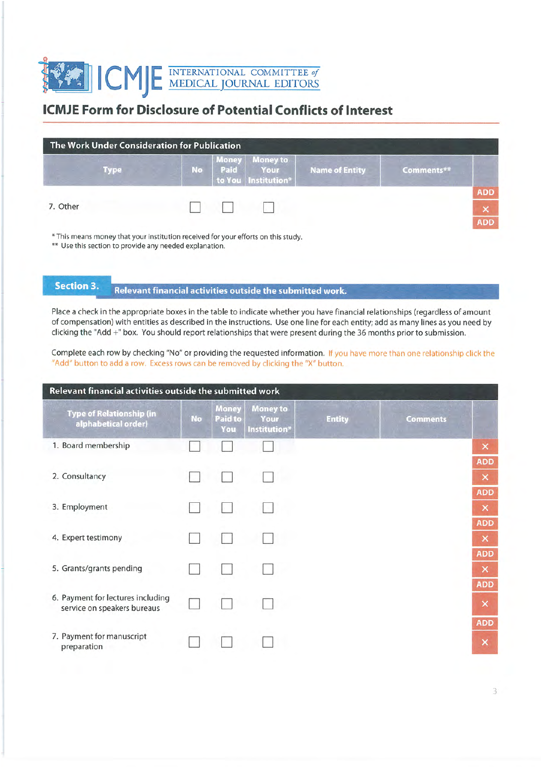INTERNATIONAL COMMITTEE *of* MEDICAL JOURNAL EDITORS

# ICMJE Form for Disclosure of Potential Conflicts of Interest

| The Work Under Consideration for Publication | | | | | | |
|---|---|---|---|---|---|---|
| Type | No | Money Paid to You | Money to Your Institution* | Name of Entity | Comments** | |
| 7. Other | ☐ | ☐ | ☐ | | | ADD ✕ ADD |

\* This means money that your institution received for your efforts on this study.
** Use this section to provide any needed explanation.

## Section 3. Relevant financial activities outside the submitted work.

Place a check in the appropriate boxes in the table to indicate whether you have financial relationships (regardless of amount of compensation) with entities as described in the instructions. Use one line for each entity; add as many lines as you need by clicking the "Add +" box. You should report relationships that were present during the 36 months prior to submission.

Complete each row by checking "No" or providing the requested information. If you have more than one relationship click the "Add" button to add a row. Excess rows can be removed by clicking the "X" button.

| Relevant financial activities outside the submitted work | | | | | | |
|---|---|---|---|---|---|---|
| Type of Relationship (in alphabetical order) | No | Money Paid to You | Money to Your Institution* | Entity | Comments | |
| 1. Board membership | ☐ | ☐ | ☐ | | | ✕ ADD |
| 2. Consultancy | ☐ | ☐ | ☐ | | | ✕ ADD |
| 3. Employment | ☐ | ☐ | ☐ | | | ✕ ADD |
| 4. Expert testimony | ☐ | ☐ | ☐ | | | ✕ ADD |
| 5. Grants/grants pending | ☐ | ☐ | ☐ | | | ✕ ADD |
| 6. Payment for lectures including service on speakers bureaus | ☐ | ☐ | ☐ | | | ✕ ADD |
| 7. Payment for manuscript preparation | ☐ | ☐ | ☐ | | | ✕ |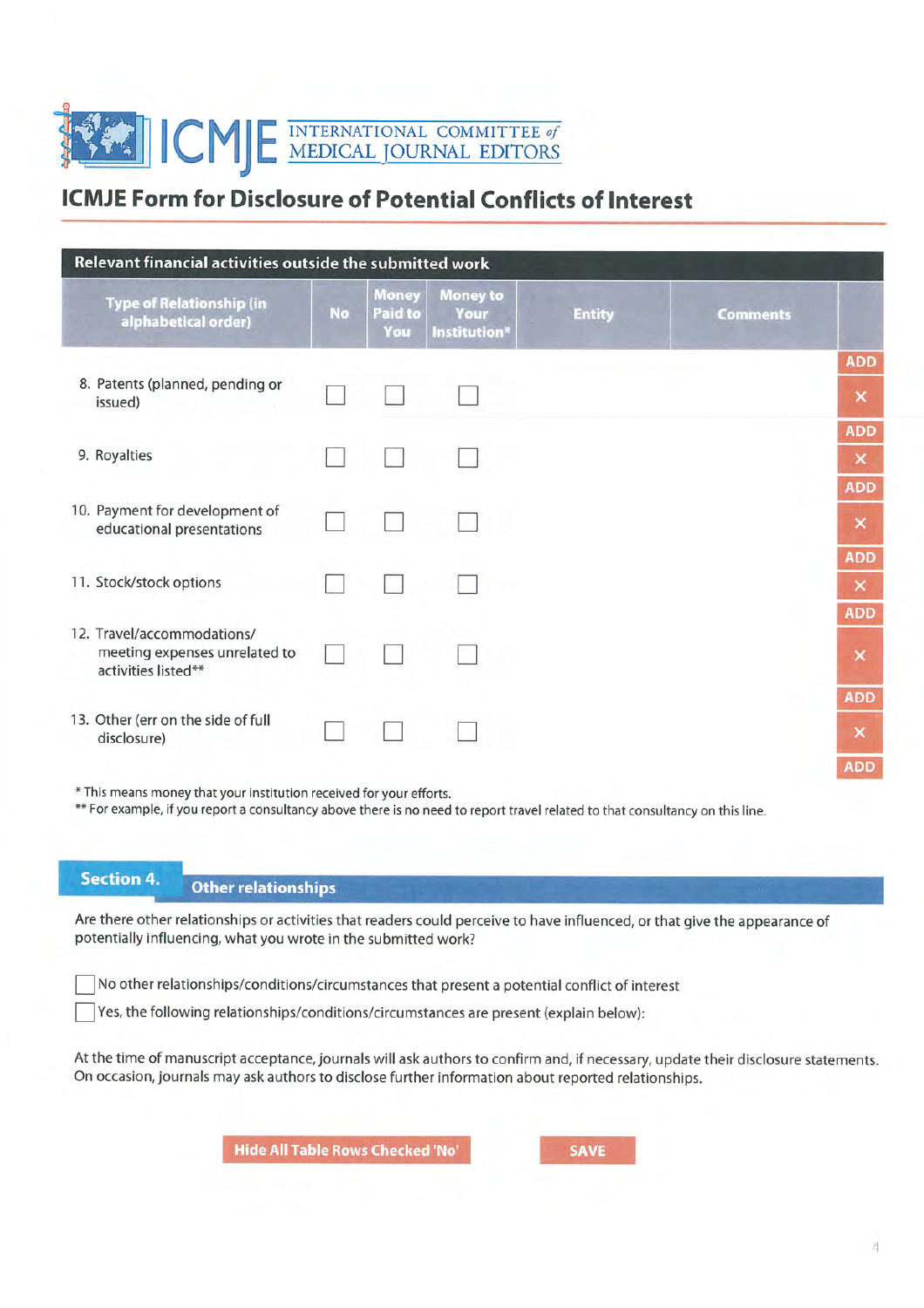# ICMJE INTERNATIONAL COMMITTEE *of* MEDICAL JOURNAL EDITORS

## ICMJE Form for Disclosure of Potential Conflicts of Interest

**Relevant financial activities outside the submitted work**

| Type of Relationship (in alphabetical order) | No | Money Paid to You | Money to Your Institution* | Entity | Comments | |
|---|---|---|---|---|---|---|
| 8. Patents (planned, pending or issued) | ☐ | ☐ | ☐ | | | ADD × |
| 9. Royalties | ☐ | ☐ | ☐ | | | ADD × |
| 10. Payment for development of educational presentations | ☐ | ☐ | ☐ | | | ADD × |
| 11. Stock/stock options | ☐ | ☐ | ☐ | | | ADD × |
| 12. Travel/accommodations/ meeting expenses unrelated to activities listed** | ☐ | ☐ | ☐ | | | ADD × |
| 13. Other (err on the side of full disclosure) | ☐ | ☐ | ☐ | | | ADD × ADD |

\* This means money that your institution received for your efforts.
\** For example, if you report a consultancy above there is no need to report travel related to that consultancy on this line.

## Section 4. Other relationships

Are there other relationships or activities that readers could perceive to have influenced, or that give the appearance of potentially influencing, what you wrote in the submitted work?

☐ No other relationships/conditions/circumstances that present a potential conflict of interest

☐ Yes, the following relationships/conditions/circumstances are present (explain below):

At the time of manuscript acceptance, journals will ask authors to confirm and, if necessary, update their disclosure statements. On occasion, journals may ask authors to disclose further information about reported relationships.

Hide All Table Rows Checked 'No'    SAVE